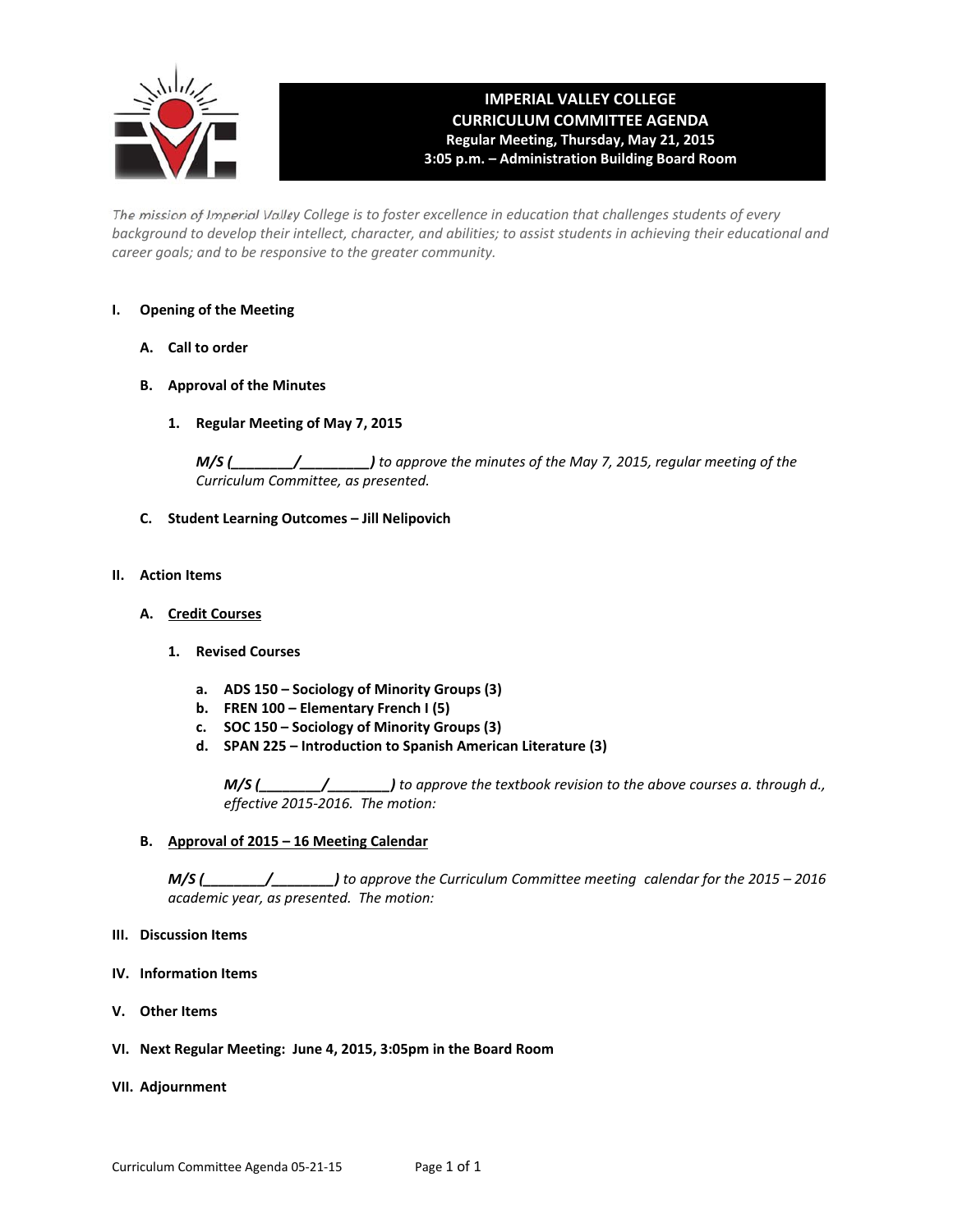# IMPERIAL VALLEY COLLEGE
## CURRICULUM COMMITTEE AGENDA
**Regular Meeting, Thursday, May 21, 2015**
**3:05 p.m. – Administration Building Board Room**

*The mission of Imperial Valley College is to foster excellence in education that challenges students of every background to develop their intellect, character, and abilities; to assist students in achieving their educational and career goals; and to be responsive to the greater community.*

**I. Opening of the Meeting**

**A. Call to order**

**B. Approval of the Minutes**

**1. Regular Meeting of May 7, 2015**

***M/S (________/________)*** *to approve the minutes of the May 7, 2015, regular meeting of the Curriculum Committee, as presented.*

**C. Student Learning Outcomes – Jill Nelipovich**

**II. Action Items**

**A. Credit Courses**

**1. Revised Courses**

**a. ADS 150 – Sociology of Minority Groups (3)**
**b. FREN 100 – Elementary French I (5)**
**c. SOC 150 – Sociology of Minority Groups (3)**
**d. SPAN 225 – Introduction to Spanish American Literature (3)**

***M/S (________/________)*** *to approve the textbook revision to the above courses a. through d., effective 2015-2016. The motion:*

**B. Approval of 2015 – 16 Meeting Calendar**

***M/S (________/________)*** *to approve the Curriculum Committee meeting calendar for the 2015 – 2016 academic year, as presented. The motion:*

**III. Discussion Items**

**IV. Information Items**

**V. Other Items**

**VI. Next Regular Meeting: June 4, 2015, 3:05pm in the Board Room**

**VII. Adjournment**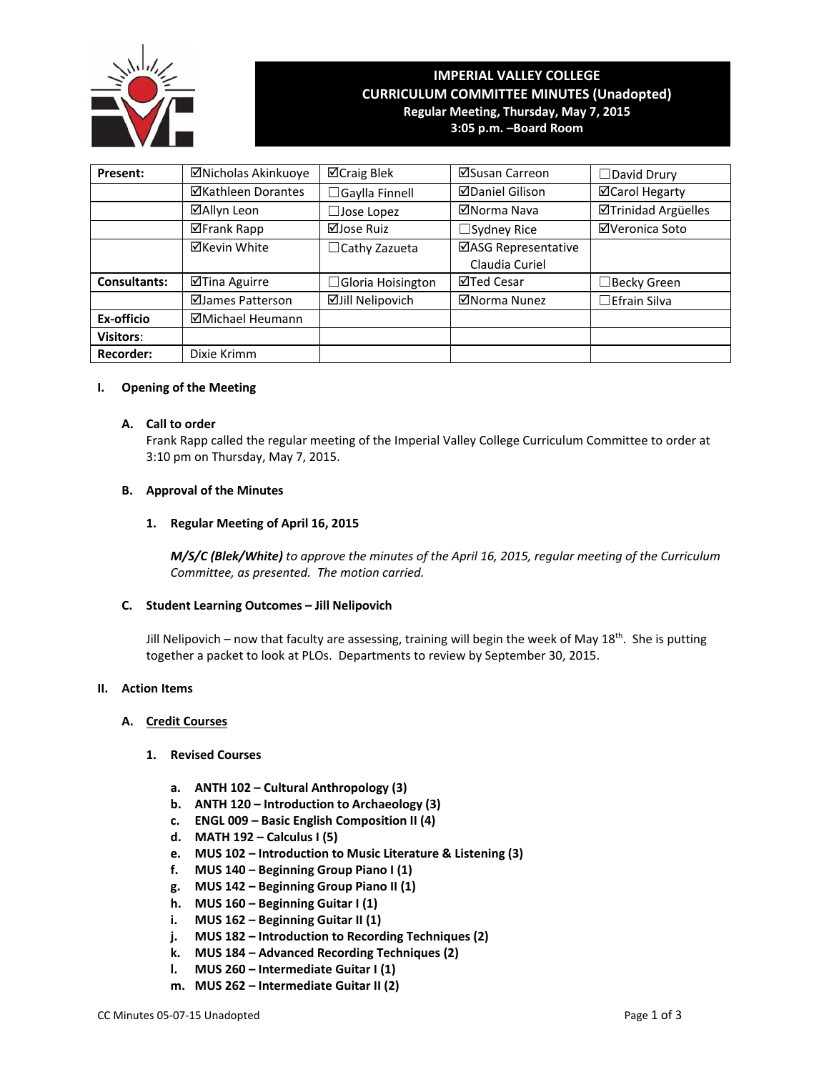# IMPERIAL VALLEY COLLEGE
## CURRICULUM COMMITTEE MINUTES (Unadopted)
**Regular Meeting, Thursday, May 7, 2015**
**3:05 p.m. –Board Room**

| Present: | ☑Nicholas Akinkuoye | ☑Craig Blek | ☑Susan Carreon | ☐David Drury |
|---|---|---|---|---|
| | ☑Kathleen Dorantes | ☐Gaylla Finnell | ☑Daniel Gilison | ☑Carol Hegarty |
| | ☑Allyn Leon | ☐Jose Lopez | ☑Norma Nava | ☑Trinidad Argüelles |
| | ☑Frank Rapp | ☑Jose Ruiz | ☐Sydney Rice | ☑Veronica Soto |
| | ☑Kevin White | ☐Cathy Zazueta | ☑ASG Representative Claudia Curiel | |
| Consultants: | ☑Tina Aguirre | ☐Gloria Hoisington | ☑Ted Cesar | ☐Becky Green |
| | ☑James Patterson | ☑Jill Nelipovich | ☑Norma Nunez | ☐Efrain Silva |
| Ex-officio | ☑Michael Heumann | | | |
| Visitors: | | | | |
| Recorder: | Dixie Krimm | | | |

## I. Opening of the Meeting

### A. Call to order

Frank Rapp called the regular meeting of the Imperial Valley College Curriculum Committee to order at 3:10 pm on Thursday, May 7, 2015.

### B. Approval of the Minutes

#### 1. Regular Meeting of April 16, 2015

***M/S/C (Blek/White)*** *to approve the minutes of the April 16, 2015, regular meeting of the Curriculum Committee, as presented. The motion carried.*

### C. Student Learning Outcomes – Jill Nelipovich

Jill Nelipovich – now that faculty are assessing, training will begin the week of May 18th. She is putting together a packet to look at PLOs. Departments to review by September 30, 2015.

## II. Action Items

### A. Credit Courses

#### 1. Revised Courses

- **a. ANTH 102 – Cultural Anthropology (3)**
- **b. ANTH 120 – Introduction to Archaeology (3)**
- **c. ENGL 009 – Basic English Composition II (4)**
- **d. MATH 192 – Calculus I (5)**
- **e. MUS 102 – Introduction to Music Literature & Listening (3)**
- **f. MUS 140 – Beginning Group Piano I (1)**
- **g. MUS 142 – Beginning Group Piano II (1)**
- **h. MUS 160 – Beginning Guitar I (1)**
- **i. MUS 162 – Beginning Guitar II (1)**
- **j. MUS 182 – Introduction to Recording Techniques (2)**
- **k. MUS 184 – Advanced Recording Techniques (2)**
- **l. MUS 260 – Intermediate Guitar I (1)**
- **m. MUS 262 – Intermediate Guitar II (2)**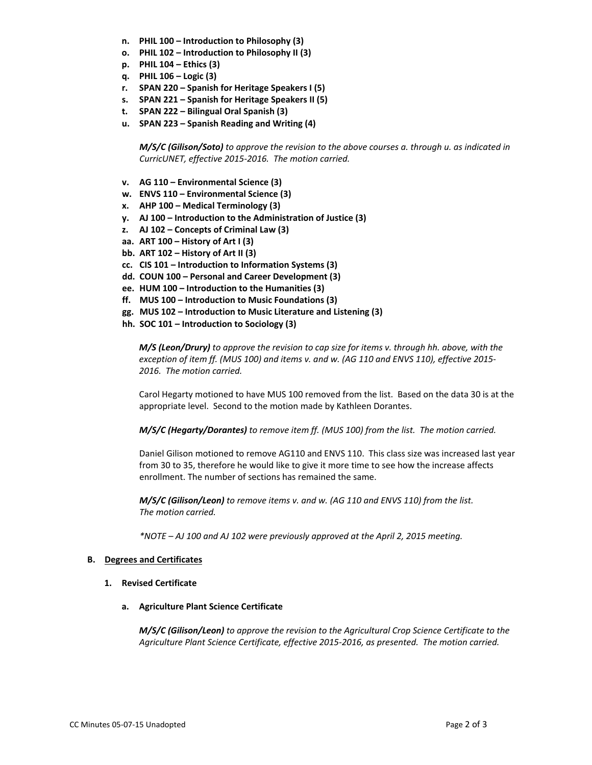n. **PHIL 100 – Introduction to Philosophy (3)**
o. **PHIL 102 – Introduction to Philosophy II (3)**
p. **PHIL 104 – Ethics (3)**
q. **PHIL 106 – Logic (3)**
r. **SPAN 220 – Spanish for Heritage Speakers I (5)**
s. **SPAN 221 – Spanish for Heritage Speakers II (5)**
t. **SPAN 222 – Bilingual Oral Spanish (3)**
u. **SPAN 223 – Spanish Reading and Writing (4)**

*M/S/C (Gilison/Soto) to approve the revision to the above courses a. through u. as indicated in CurricUNET, effective 2015-2016. The motion carried.*

v. **AG 110 – Environmental Science (3)**
w. **ENVS 110 – Environmental Science (3)**
x. **AHP 100 – Medical Terminology (3)**
y. **AJ 100 – Introduction to the Administration of Justice (3)**
z. **AJ 102 – Concepts of Criminal Law (3)**
aa. **ART 100 – History of Art I (3)**
bb. **ART 102 – History of Art II (3)**
cc. **CIS 101 – Introduction to Information Systems (3)**
dd. **COUN 100 – Personal and Career Development (3)**
ee. **HUM 100 – Introduction to the Humanities (3)**
ff. **MUS 100 – Introduction to Music Foundations (3)**
gg. **MUS 102 – Introduction to Music Literature and Listening (3)**
hh. **SOC 101 – Introduction to Sociology (3)**

*M/S (Leon/Drury) to approve the revision to cap size for items v. through hh. above, with the exception of item ff. (MUS 100) and items v. and w. (AG 110 and ENVS 110), effective 2015-2016. The motion carried.*

Carol Hegarty motioned to have MUS 100 removed from the list. Based on the data 30 is at the appropriate level. Second to the motion made by Kathleen Dorantes.

*M/S/C (Hegarty/Dorantes) to remove item ff. (MUS 100) from the list. The motion carried.*

Daniel Gilison motioned to remove AG110 and ENVS 110. This class size was increased last year from 30 to 35, therefore he would like to give it more time to see how the increase affects enrollment. The number of sections has remained the same.

*M/S/C (Gilison/Leon) to remove items v. and w. (AG 110 and ENVS 110) from the list. The motion carried.*

*\*NOTE – AJ 100 and AJ 102 were previously approved at the April 2, 2015 meeting.*

## B. Degrees and Certificates

### 1. Revised Certificate

#### a. Agriculture Plant Science Certificate

*M/S/C (Gilison/Leon) to approve the revision to the Agricultural Crop Science Certificate to the Agriculture Plant Science Certificate, effective 2015-2016, as presented. The motion carried.*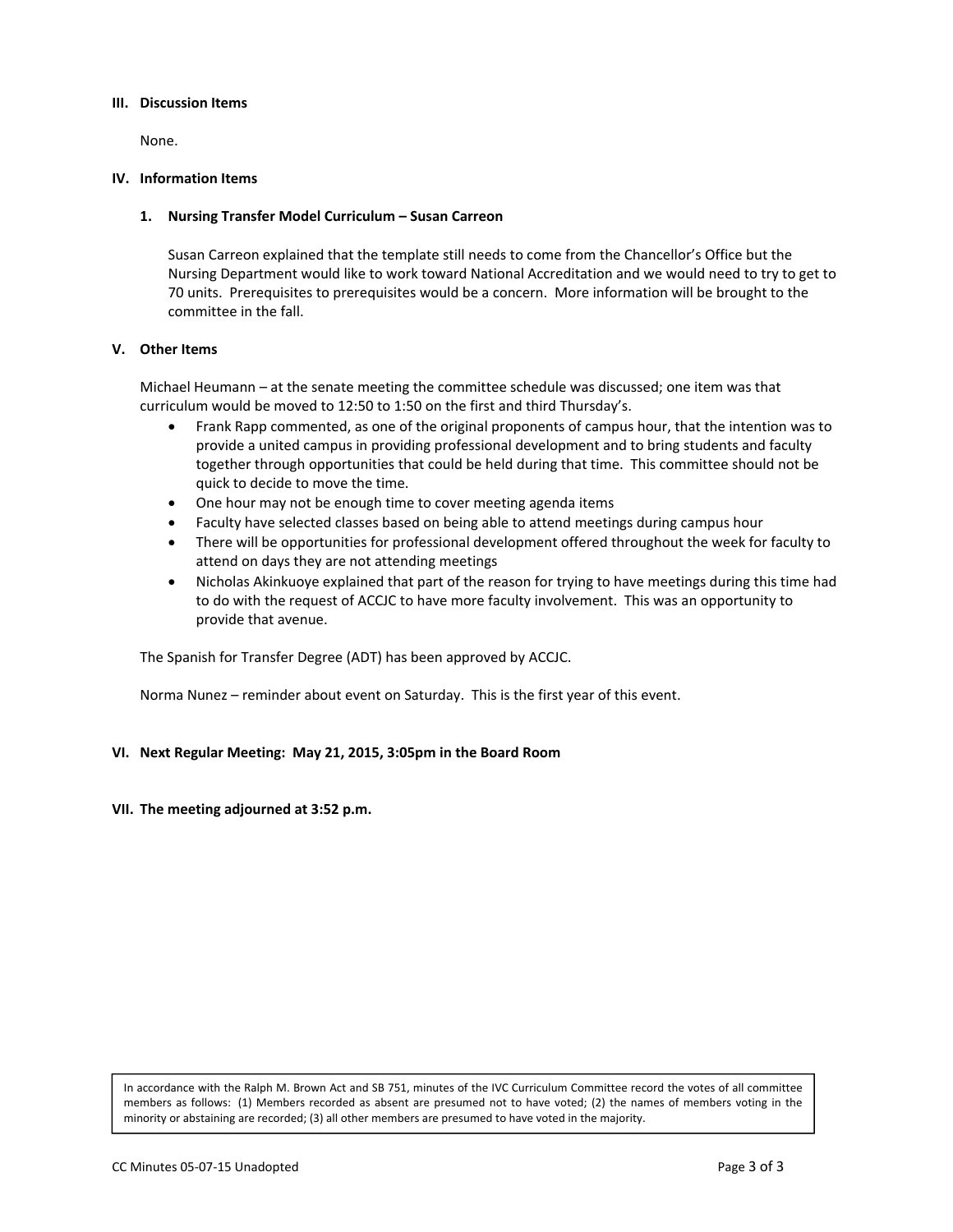## III. Discussion Items

None.

## IV. Information Items

### 1. Nursing Transfer Model Curriculum – Susan Carreon

Susan Carreon explained that the template still needs to come from the Chancellor's Office but the Nursing Department would like to work toward National Accreditation and we would need to try to get to 70 units. Prerequisites to prerequisites would be a concern. More information will be brought to the committee in the fall.

## V. Other Items

Michael Heumann – at the senate meeting the committee schedule was discussed; one item was that curriculum would be moved to 12:50 to 1:50 on the first and third Thursday's.

- Frank Rapp commented, as one of the original proponents of campus hour, that the intention was to provide a united campus in providing professional development and to bring students and faculty together through opportunities that could be held during that time. This committee should not be quick to decide to move the time.
- One hour may not be enough time to cover meeting agenda items
- Faculty have selected classes based on being able to attend meetings during campus hour
- There will be opportunities for professional development offered throughout the week for faculty to attend on days they are not attending meetings
- Nicholas Akinkuoye explained that part of the reason for trying to have meetings during this time had to do with the request of ACCJC to have more faculty involvement. This was an opportunity to provide that avenue.

The Spanish for Transfer Degree (ADT) has been approved by ACCJC.

Norma Nunez – reminder about event on Saturday. This is the first year of this event.

## VI. Next Regular Meeting: May 21, 2015, 3:05pm in the Board Room

## VII. The meeting adjourned at 3:52 p.m.

In accordance with the Ralph M. Brown Act and SB 751, minutes of the IVC Curriculum Committee record the votes of all committee members as follows: (1) Members recorded as absent are presumed not to have voted; (2) the names of members voting in the minority or abstaining are recorded; (3) all other members are presumed to have voted in the majority.

CC Minutes 05-07-15 Unadopted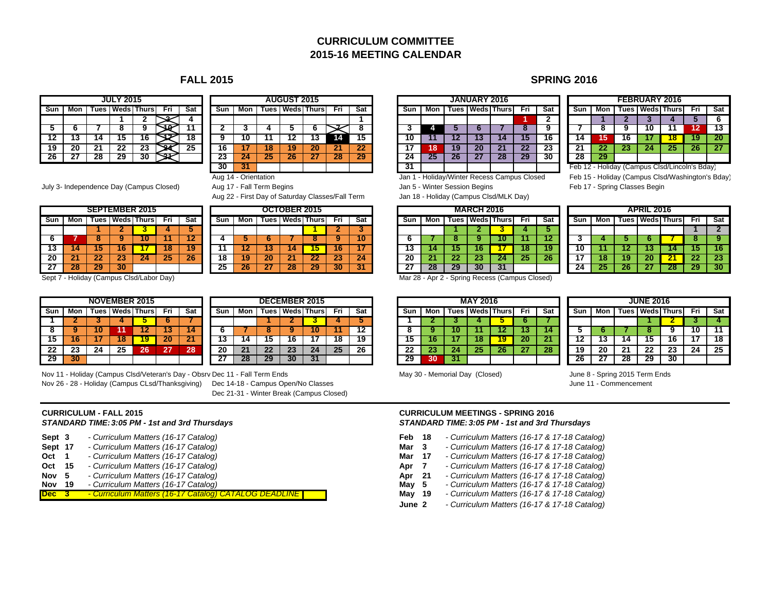# CURRICULUM COMMITTEE
# 2015-16 MEETING CALENDAR

## FALL 2015

**JULY 2015**

| Sun | Mon | Tues | Weds | Thurs | Fri | Sat |
|---|---|---|---|---|---|---|
| | | | 1 | 2 | 3 | 4 |
| 5 | 6 | 7 | 8 | 9 | 10 | 11 |
| 12 | 13 | 14 | 15 | 16 | 17 | 18 |
| 19 | 20 | 21 | 22 | 23 | 24 | 25 |
| 26 | 27 | 28 | 29 | 30 | 31 | |

July 3- Independence Day (Campus Closed)

**AUGUST 2015**

| Sun | Mon | Tues | Weds | Thurs | Fri | Sat |
|---|---|---|---|---|---|---|
| | | | | | | 1 |
| 2 | 3 | 4 | 5 | 6 | 7 | 8 |
| 9 | 10 | 11 | 12 | 13 | 14 | 15 |
| 16 | 17 | 18 | 19 | 20 | 21 | 22 |
| 23 | 24 | 25 | 26 | 27 | 28 | 29 |
| 30 | 31 | | | | | |

Aug 14 - Orientation
Aug 17 - Fall Term Begins
Aug 22 - First Day of Saturday Classes/Fall Term

**SEPTEMBER 2015**

| Sun | Mon | Tues | Weds | Thurs | Fri | Sat |
|---|---|---|---|---|---|---|
| | | 1 | 2 | 3 | 4 | 5 |
| 6 | 7 | 8 | 9 | 10 | 11 | 12 |
| 13 | 14 | 15 | 16 | 17 | 18 | 19 |
| 20 | 21 | 22 | 23 | 24 | 25 | 26 |
| 27 | 28 | 29 | 30 | | | |

Sept 7 - Holiday (Campus Clsd/Labor Day)

**OCTOBER 2015**

| Sun | Mon | Tues | Weds | Thurs | Fri | Sat |
|---|---|---|---|---|---|---|
| | | | | 1 | 2 | 3 |
| 4 | 5 | 6 | 7 | 8 | 9 | 10 |
| 11 | 12 | 13 | 14 | 15 | 16 | 17 |
| 18 | 19 | 20 | 21 | 22 | 23 | 24 |
| 25 | 26 | 27 | 28 | 29 | 30 | 31 |

**NOVEMBER 2015**

| Sun | Mon | Tues | Weds | Thurs | Fri | Sat |
|---|---|---|---|---|---|---|
| 1 | 2 | 3 | 4 | 5 | 6 | 7 |
| 8 | 9 | 10 | 11 | 12 | 13 | 14 |
| 15 | 16 | 17 | 18 | 19 | 20 | 21 |
| 22 | 23 | 24 | 25 | 26 | 27 | 28 |
| 29 | 30 | | | | | |

Nov 11 - Holiday (Campus Clsd/Veteran's Day - Obsrv
Nov 26 - 28 - Holiday (Campus CLsd/Thanksgiving)

**DECEMBER 2015**

| Sun | Mon | Tues | Weds | Thurs | Fri | Sat |
|---|---|---|---|---|---|---|
| | | 1 | 2 | 3 | 4 | 5 |
| 6 | 7 | 8 | 9 | 10 | 11 | 12 |
| 13 | 14 | 15 | 16 | 17 | 18 | 19 |
| 20 | 21 | 22 | 23 | 24 | 25 | 26 |
| 27 | 28 | 29 | 30 | 31 | | |

Dec 11 - Fall Term Ends
Dec 14-18 - Campus Open/No Classes
Dec 21-31 - Winter Break (Campus Closed)

## SPRING 2016

**JANUARY 2016**

| Sun | Mon | Tues | Weds | Thurs | Fri | Sat |
|---|---|---|---|---|---|---|
| | | | | | 1 | 2 |
| 3 | 4 | 5 | 6 | 7 | 8 | 9 |
| 10 | 11 | 12 | 13 | 14 | 15 | 16 |
| 17 | 18 | 19 | 20 | 21 | 22 | 23 |
| 24 | 25 | 26 | 27 | 28 | 29 | 30 |
| 31 | | | | | | |

Jan 1 - Holiday/Winter Recess Campus Closed
Jan 5 - Winter Session Begins
Jan 18 - Holiday (Campus Clsd/MLK Day)

**FEBRUARY 2016**

| Sun | Mon | Tues | Weds | Thurs | Fri | Sat |
|---|---|---|---|---|---|---|
| | 1 | 2 | 3 | 4 | 5 | 6 |
| 7 | 8 | 9 | 10 | 11 | 12 | 13 |
| 14 | 15 | 16 | 17 | 18 | 19 | 20 |
| 21 | 22 | 23 | 24 | 25 | 26 | 27 |
| 28 | 29 | | | | | |

Feb 12 - Holiday (Campus Clsd/Lincoln's Bday)
Feb 15 - Holiday (Campus Clsd/Washington's Bday)
Feb 17 - Spring Classes Begin

**MARCH 2016**

| Sun | Mon | Tues | Weds | Thurs | Fri | Sat |
|---|---|---|---|---|---|---|
| | | 1 | 2 | 3 | 4 | 5 |
| 6 | 7 | 8 | 9 | 10 | 11 | 12 |
| 13 | 14 | 15 | 16 | 17 | 18 | 19 |
| 20 | 21 | 22 | 23 | 24 | 25 | 26 |
| 27 | 28 | 29 | 30 | 31 | | |

Mar 28 - Apr 2 - Spring Recess (Campus Closed)

**APRIL 2016**

| Sun | Mon | Tues | Weds | Thurs | Fri | Sat |
|---|---|---|---|---|---|---|
| | | | | | 1 | 2 |
| 3 | 4 | 5 | 6 | 7 | 8 | 9 |
| 10 | 11 | 12 | 13 | 14 | 15 | 16 |
| 17 | 18 | 19 | 20 | 21 | 22 | 23 |
| 24 | 25 | 26 | 27 | 28 | 29 | 30 |

**MAY 2016**

| Sun | Mon | Tues | Weds | Thurs | Fri | Sat |
|---|---|---|---|---|---|---|
| 1 | 2 | 3 | 4 | 5 | 6 | 7 |
| 8 | 9 | 10 | 11 | 12 | 13 | 14 |
| 15 | 16 | 17 | 18 | 19 | 20 | 21 |
| 22 | 23 | 24 | 25 | 26 | 27 | 28 |
| 29 | 30 | 31 | | | | |

May 30 - Memorial Day (Closed)

**JUNE 2016**

| Sun | Mon | Tues | Weds | Thurs | Fri | Sat |
|---|---|---|---|---|---|---|
| | | | 1 | 2 | 3 | 4 |
| 5 | 6 | 7 | 8 | 9 | 10 | 11 |
| 12 | 13 | 14 | 15 | 16 | 17 | 18 |
| 19 | 20 | 21 | 22 | 23 | 24 | 25 |
| 26 | 27 | 28 | 29 | 30 | | |

June 8 - Spring 2015 Term Ends
June 11 - Commencement

### CURRICULUM - FALL 2015
***STANDARD TIME: 3:05 PM - 1st and 3rd Thursdays***

- **Sept 3** - *Curriculum Matters (16-17 Catalog)*
- **Sept 17** - *Curriculum Matters (16-17 Catalog)*
- **Oct 1** - *Curriculum Matters (16-17 Catalog)*
- **Oct 15** - *Curriculum Matters (16-17 Catalog)*
- **Nov 5** - *Curriculum Matters (16-17 Catalog)*
- **Nov 19** - *Curriculum Matters (16-17 Catalog)*
- **Dec 3** - *Curriculum Matters (16-17 Catalog) CATALOG DEADLINE*

### CURRICULUM MEETINGS - SPRING 2016
***STANDARD TIME: 3:05 PM - 1st and 3rd Thursdays***

- **Feb 18** - *Curriculum Matters (16-17 & 17-18 Catalog)*
- **Mar 3** - *Curriculum Matters (16-17 & 17-18 Catalog)*
- **Mar 17** - *Curriculum Matters (16-17 & 17-18 Catalog)*
- **Apr 7** - *Curriculum Matters (16-17 & 17-18 Catalog)*
- **Apr 21** - *Curriculum Matters (16-17 & 17-18 Catalog)*
- **May 5** - *Curriculum Matters (16-17 & 17-18 Catalog)*
- **May 19** - *Curriculum Matters (16-17 & 17-18 Catalog)*
- **June 2** - *Curriculum Matters (16-17 & 17-18 Catalog)*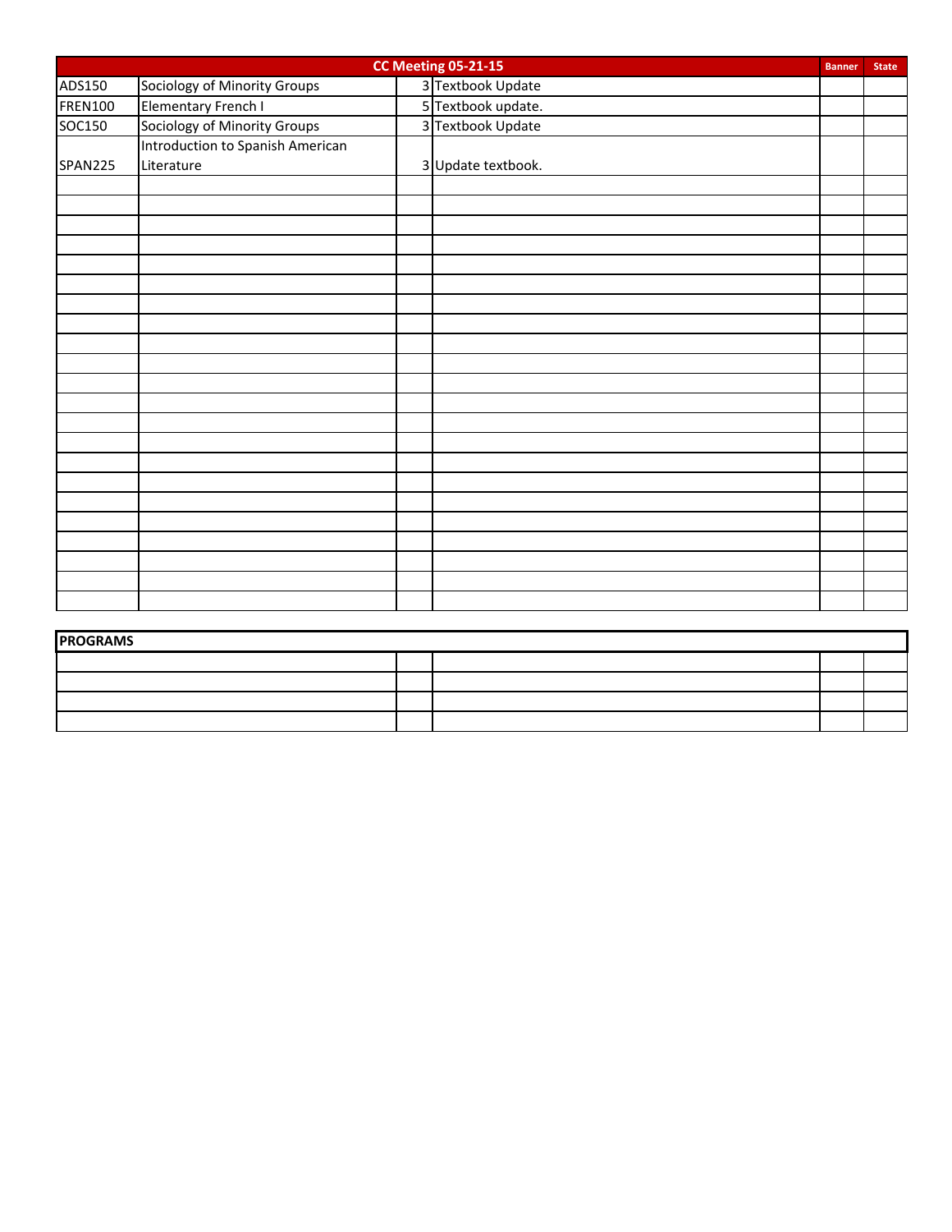| CC Meeting 05-21-15 | | | | Banner | State |
|---|---|---|---|---|---|
| ADS150 | Sociology of Minority Groups | 3 | Textbook Update | | |
| FREN100 | Elementary French I | 5 | Textbook update. | | |
| SOC150 | Sociology of Minority Groups | 3 | Textbook Update | | |
| SPAN225 | Introduction to Spanish American Literature | 3 | Update textbook. | | |

| PROGRAMS | | | | |
|---|---|---|---|---|
| | | | | |